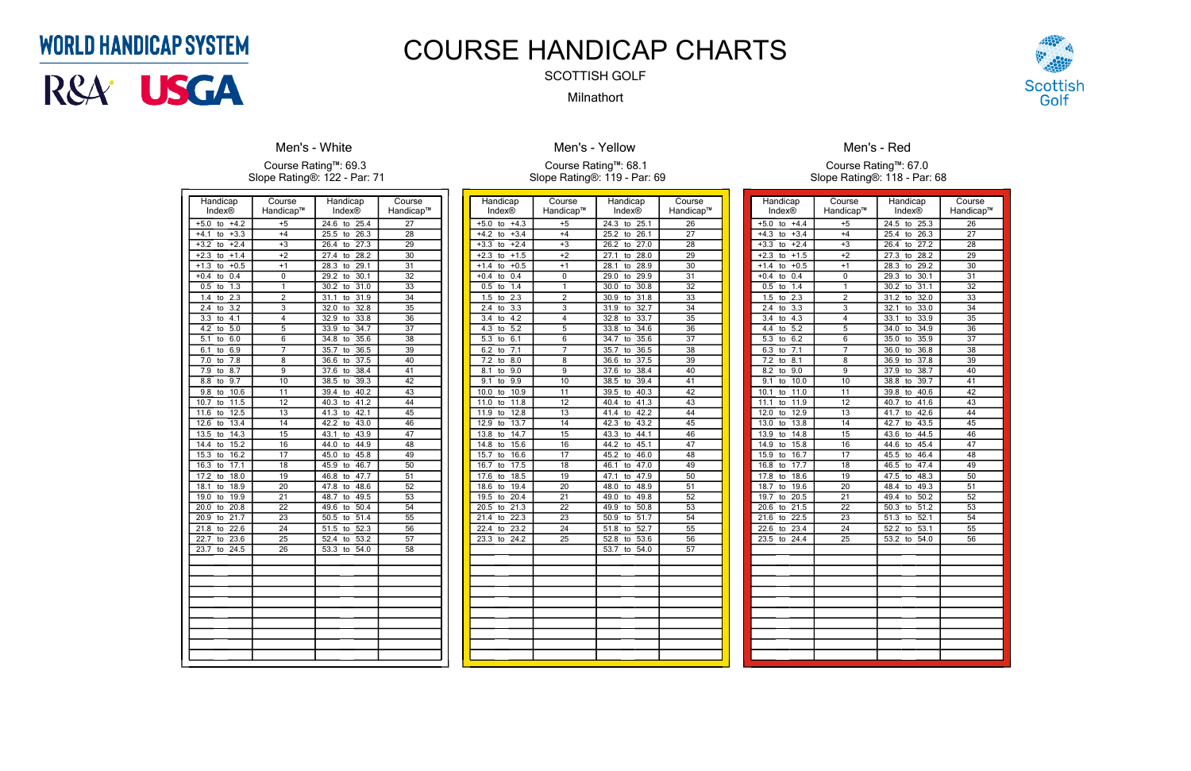WORLD HANDICAP SYSTEM

R&A USGA

# COURSE HANDICAP CHARTS

SCOTTISH GOLF

Milnathort

Scottish Golf

## Men's - White

Course Rating™: 69.3
Slope Rating®: 122 - Par: 71

| Handicap Index® | Course Handicap™ | Handicap Index® | Course Handicap™ |
|---|---|---|---|
| +5.0 to +4.2 | +5 | 24.6 to 25.4 | 27 |
| +4.1 to +3.3 | +4 | 25.5 to 26.3 | 28 |
| +3.2 to +2.4 | +3 | 26.4 to 27.3 | 29 |
| +2.3 to +1.4 | +2 | 27.4 to 28.2 | 30 |
| +1.3 to +0.5 | +1 | 28.3 to 29.1 | 31 |
| +0.4 to 0.4 | 0 | 29.2 to 30.1 | 32 |
| 0.5 to 1.3 | 1 | 30.2 to 31.0 | 33 |
| 1.4 to 2.3 | 2 | 31.1 to 31.9 | 34 |
| 2.4 to 3.2 | 3 | 32.0 to 32.8 | 35 |
| 3.3 to 4.1 | 4 | 32.9 to 33.8 | 36 |
| 4.2 to 5.0 | 5 | 33.9 to 34.7 | 37 |
| 5.1 to 6.0 | 6 | 34.8 to 35.6 | 38 |
| 6.1 to 6.9 | 7 | 35.7 to 36.5 | 39 |
| 7.0 to 7.8 | 8 | 36.6 to 37.5 | 40 |
| 7.9 to 8.7 | 9 | 37.6 to 38.4 | 41 |
| 8.8 to 9.7 | 10 | 38.5 to 39.3 | 42 |
| 9.8 to 10.6 | 11 | 39.4 to 40.2 | 43 |
| 10.7 to 11.5 | 12 | 40.3 to 41.2 | 44 |
| 11.6 to 12.5 | 13 | 41.3 to 42.1 | 45 |
| 12.6 to 13.4 | 14 | 42.2 to 43.0 | 46 |
| 13.5 to 14.3 | 15 | 43.1 to 43.9 | 47 |
| 14.4 to 15.2 | 16 | 44.0 to 44.9 | 48 |
| 15.3 to 16.2 | 17 | 45.0 to 45.8 | 49 |
| 16.3 to 17.1 | 18 | 45.9 to 46.7 | 50 |
| 17.2 to 18.0 | 19 | 46.8 to 47.7 | 51 |
| 18.1 to 18.9 | 20 | 47.8 to 48.6 | 52 |
| 19.0 to 19.9 | 21 | 48.7 to 49.5 | 53 |
| 20.0 to 20.8 | 22 | 49.6 to 50.4 | 54 |
| 20.9 to 21.7 | 23 | 50.5 to 51.4 | 55 |
| 21.8 to 22.6 | 24 | 51.5 to 52.3 | 56 |
| 22.7 to 23.6 | 25 | 52.4 to 53.2 | 57 |
| 23.7 to 24.5 | 26 | 53.3 to 54.0 | 58 |

## Men's - Yellow

Course Rating™: 68.1
Slope Rating®: 119 - Par: 69

| Handicap Index® | Course Handicap™ | Handicap Index® | Course Handicap™ |
|---|---|---|---|
| +5.0 to +4.3 | +5 | 24.3 to 25.1 | 26 |
| +4.2 to +3.4 | +4 | 25.2 to 26.1 | 27 |
| +3.3 to +2.4 | +3 | 26.2 to 27.0 | 28 |
| +2.3 to +1.5 | +2 | 27.1 to 28.0 | 29 |
| +1.4 to +0.5 | +1 | 28.1 to 28.9 | 30 |
| +0.4 to 0.4 | 0 | 29.0 to 29.9 | 31 |
| 0.5 to 1.4 | 1 | 30.0 to 30.8 | 32 |
| 1.5 to 2.3 | 2 | 30.9 to 31.8 | 33 |
| 2.4 to 3.3 | 3 | 31.9 to 32.7 | 34 |
| 3.4 to 4.2 | 4 | 32.8 to 33.7 | 35 |
| 4.3 to 5.2 | 5 | 33.8 to 34.6 | 36 |
| 5.3 to 6.1 | 6 | 34.7 to 35.6 | 37 |
| 6.2 to 7.1 | 7 | 35.7 to 36.5 | 38 |
| 7.2 to 8.0 | 8 | 36.6 to 37.5 | 39 |
| 8.1 to 9.0 | 9 | 37.6 to 38.4 | 40 |
| 9.1 to 9.9 | 10 | 38.5 to 39.4 | 41 |
| 10.0 to 10.9 | 11 | 39.5 to 40.3 | 42 |
| 11.0 to 11.8 | 12 | 40.4 to 41.3 | 43 |
| 11.9 to 12.8 | 13 | 41.4 to 42.2 | 44 |
| 12.9 to 13.7 | 14 | 42.3 to 43.2 | 45 |
| 13.8 to 14.7 | 15 | 43.3 to 44.1 | 46 |
| 14.8 to 15.6 | 16 | 44.2 to 45.1 | 47 |
| 15.7 to 16.6 | 17 | 45.2 to 46.0 | 48 |
| 16.7 to 17.5 | 18 | 46.1 to 47.0 | 49 |
| 17.6 to 18.5 | 19 | 47.1 to 47.9 | 50 |
| 18.6 to 19.4 | 20 | 48.0 to 48.9 | 51 |
| 19.5 to 20.4 | 21 | 49.0 to 49.8 | 52 |
| 20.5 to 21.3 | 22 | 49.9 to 50.8 | 53 |
| 21.4 to 22.3 | 23 | 50.9 to 51.7 | 54 |
| 22.4 to 23.2 | 24 | 51.8 to 52.7 | 55 |
| 23.3 to 24.2 | 25 | 52.8 to 53.6 | 56 |
| | | 53.7 to 54.0 | 57 |

## Men's - Red

Course Rating™: 67.0
Slope Rating®: 118 - Par: 68

| Handicap Index® | Course Handicap™ | Handicap Index® | Course Handicap™ |
|---|---|---|---|
| +5.0 to +4.4 | +5 | 24.5 to 25.3 | 26 |
| +4.3 to +3.4 | +4 | 25.4 to 26.3 | 27 |
| +3.3 to +2.4 | +3 | 26.4 to 27.2 | 28 |
| +2.3 to +1.5 | +2 | 27.3 to 28.2 | 29 |
| +1.4 to +0.5 | +1 | 28.3 to 29.2 | 30 |
| +0.4 to 0.4 | 0 | 29.3 to 30.1 | 31 |
| 0.5 to 1.4 | 1 | 30.2 to 31.1 | 32 |
| 1.5 to 2.3 | 2 | 31.2 to 32.0 | 33 |
| 2.4 to 3.3 | 3 | 32.1 to 33.0 | 34 |
| 3.4 to 4.3 | 4 | 33.1 to 33.9 | 35 |
| 4.4 to 5.2 | 5 | 34.0 to 34.9 | 36 |
| 5.3 to 6.2 | 6 | 35.0 to 35.9 | 37 |
| 6.3 to 7.1 | 7 | 36.0 to 36.8 | 38 |
| 7.2 to 8.1 | 8 | 36.9 to 37.8 | 39 |
| 8.2 to 9.0 | 9 | 37.9 to 38.7 | 40 |
| 9.1 to 10.0 | 10 | 38.8 to 39.7 | 41 |
| 10.1 to 11.0 | 11 | 39.8 to 40.6 | 42 |
| 11.1 to 11.9 | 12 | 40.7 to 41.6 | 43 |
| 12.0 to 12.9 | 13 | 41.7 to 42.6 | 44 |
| 13.0 to 13.8 | 14 | 42.7 to 43.5 | 45 |
| 13.9 to 14.8 | 15 | 43.6 to 44.5 | 46 |
| 14.9 to 15.8 | 16 | 44.6 to 45.4 | 47 |
| 15.9 to 16.7 | 17 | 45.5 to 46.4 | 48 |
| 16.8 to 17.7 | 18 | 46.5 to 47.4 | 49 |
| 17.8 to 18.6 | 19 | 47.5 to 48.3 | 50 |
| 18.7 to 19.6 | 20 | 48.4 to 49.3 | 51 |
| 19.7 to 20.5 | 21 | 49.4 to 50.2 | 52 |
| 20.6 to 21.5 | 22 | 50.3 to 51.2 | 53 |
| 21.6 to 22.5 | 23 | 51.3 to 52.1 | 54 |
| 22.6 to 23.4 | 24 | 52.2 to 53.1 | 55 |
| 23.5 to 24.4 | 25 | 53.2 to 54.0 | 56 |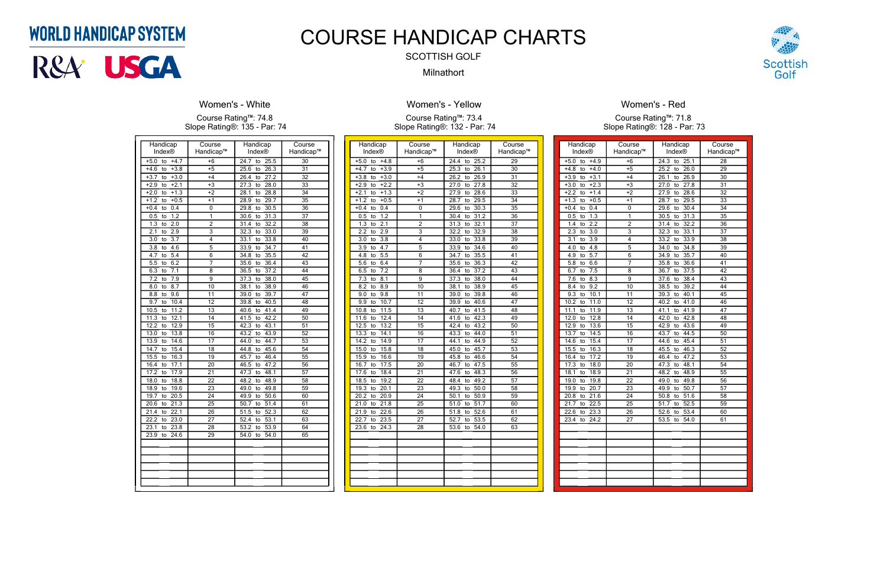# COURSE HANDICAP CHARTS

SCOTTISH GOLF

Milnathort

## Women's - White

Course Rating™: 74.8
Slope Rating®: 135 - Par: 74

| Handicap Index® | Course Handicap™ | Handicap Index® | Course Handicap™ |
|---|---|---|---|
| +5.0 to +4.7 | +6 | 24.7 to 25.5 | 30 |
| +4.6 to +3.8 | +5 | 25.6 to 26.3 | 31 |
| +3.7 to +3.0 | +4 | 26.4 to 27.2 | 32 |
| +2.9 to +2.1 | +3 | 27.3 to 28.0 | 33 |
| +2.0 to +1.3 | +2 | 28.1 to 28.8 | 34 |
| +1.2 to +0.5 | +1 | 28.9 to 29.7 | 35 |
| +0.4 to 0.4 | 0 | 29.8 to 30.5 | 36 |
| 0.5 to 1.2 | 1 | 30.6 to 31.3 | 37 |
| 1.3 to 2.0 | 2 | 31.4 to 32.2 | 38 |
| 2.1 to 2.9 | 3 | 32.3 to 33.0 | 39 |
| 3.0 to 3.7 | 4 | 33.1 to 33.8 | 40 |
| 3.8 to 4.6 | 5 | 33.9 to 34.7 | 41 |
| 4.7 to 5.4 | 6 | 34.8 to 35.5 | 42 |
| 5.5 to 6.2 | 7 | 35.6 to 36.4 | 43 |
| 6.3 to 7.1 | 8 | 36.5 to 37.2 | 44 |
| 7.2 to 7.9 | 9 | 37.3 to 38.0 | 45 |
| 8.0 to 8.7 | 10 | 38.1 to 38.9 | 46 |
| 8.8 to 9.6 | 11 | 39.0 to 39.7 | 47 |
| 9.7 to 10.4 | 12 | 39.8 to 40.5 | 48 |
| 10.5 to 11.2 | 13 | 40.6 to 41.4 | 49 |
| 11.3 to 12.1 | 14 | 41.5 to 42.2 | 50 |
| 12.2 to 12.9 | 15 | 42.3 to 43.1 | 51 |
| 13.0 to 13.8 | 16 | 43.2 to 43.9 | 52 |
| 13.9 to 14.6 | 17 | 44.0 to 44.7 | 53 |
| 14.7 to 15.4 | 18 | 44.8 to 45.6 | 54 |
| 15.5 to 16.3 | 19 | 45.7 to 46.4 | 55 |
| 16.4 to 17.1 | 20 | 46.5 to 47.2 | 56 |
| 17.2 to 17.9 | 21 | 47.3 to 48.1 | 57 |
| 18.0 to 18.8 | 22 | 48.2 to 48.9 | 58 |
| 18.9 to 19.6 | 23 | 49.0 to 49.8 | 59 |
| 19.7 to 20.5 | 24 | 49.9 to 50.6 | 60 |
| 20.6 to 21.3 | 25 | 50.7 to 51.4 | 61 |
| 21.4 to 22.1 | 26 | 51.5 to 52.3 | 62 |
| 22.2 to 23.0 | 27 | 52.4 to 53.1 | 63 |
| 23.1 to 23.8 | 28 | 53.2 to 53.9 | 64 |
| 23.9 to 24.6 | 29 | 54.0 to 54.0 | 65 |

## Women's - Yellow

Course Rating™: 73.4
Slope Rating®: 132 - Par: 74

| Handicap Index® | Course Handicap™ | Handicap Index® | Course Handicap™ |
|---|---|---|---|
| +5.0 to +4.8 | +6 | 24.4 to 25.2 | 29 |
| +4.7 to +3.9 | +5 | 25.3 to 26.1 | 30 |
| +3.8 to +3.0 | +4 | 26.2 to 26.9 | 31 |
| +2.9 to +2.2 | +3 | 27.0 to 27.8 | 32 |
| +2.1 to +1.3 | +2 | 27.9 to 28.6 | 33 |
| +1.2 to +0.5 | +1 | 28.7 to 29.5 | 34 |
| +0.4 to 0.4 | 0 | 29.6 to 30.3 | 35 |
| 0.5 to 1.2 | 1 | 30.4 to 31.2 | 36 |
| 1.3 to 2.1 | 2 | 31.3 to 32.1 | 37 |
| 2.2 to 2.9 | 3 | 32.2 to 32.9 | 38 |
| 3.0 to 3.8 | 4 | 33.0 to 33.8 | 39 |
| 3.9 to 4.7 | 5 | 33.9 to 34.6 | 40 |
| 4.8 to 5.5 | 6 | 34.7 to 35.5 | 41 |
| 5.6 to 6.4 | 7 | 35.6 to 36.3 | 42 |
| 6.5 to 7.2 | 8 | 36.4 to 37.2 | 43 |
| 7.3 to 8.1 | 9 | 37.3 to 38.0 | 44 |
| 8.2 to 8.9 | 10 | 38.1 to 38.9 | 45 |
| 9.0 to 9.8 | 11 | 39.0 to 39.8 | 46 |
| 9.9 to 10.7 | 12 | 39.9 to 40.6 | 47 |
| 10.8 to 11.5 | 13 | 40.7 to 41.5 | 48 |
| 11.6 to 12.4 | 14 | 41.6 to 42.3 | 49 |
| 12.5 to 13.2 | 15 | 42.4 to 43.2 | 50 |
| 13.3 to 14.1 | 16 | 43.3 to 44.0 | 51 |
| 14.2 to 14.9 | 17 | 44.1 to 44.9 | 52 |
| 15.0 to 15.8 | 18 | 45.0 to 45.7 | 53 |
| 15.9 to 16.6 | 19 | 45.8 to 46.6 | 54 |
| 16.7 to 17.5 | 20 | 46.7 to 47.5 | 55 |
| 17.6 to 18.4 | 21 | 47.6 to 48.3 | 56 |
| 18.5 to 19.2 | 22 | 48.4 to 49.2 | 57 |
| 19.3 to 20.1 | 23 | 49.3 to 50.0 | 58 |
| 20.2 to 20.9 | 24 | 50.1 to 50.9 | 59 |
| 21.0 to 21.8 | 25 | 51.0 to 51.7 | 60 |
| 21.9 to 22.6 | 26 | 51.8 to 52.6 | 61 |
| 22.7 to 23.5 | 27 | 52.7 to 53.5 | 62 |
| 23.6 to 24.3 | 28 | 53.6 to 54.0 | 63 |

## Women's - Red

Course Rating™: 71.8
Slope Rating®: 128 - Par: 73

| Handicap Index® | Course Handicap™ | Handicap Index® | Course Handicap™ |
|---|---|---|---|
| +5.0 to +4.9 | +6 | 24.3 to 25.1 | 28 |
| +4.8 to +4.0 | +5 | 25.2 to 26.0 | 29 |
| +3.9 to +3.1 | +4 | 26.1 to 26.9 | 30 |
| +3.0 to +2.3 | +3 | 27.0 to 27.8 | 31 |
| +2.2 to +1.4 | +2 | 27.9 to 28.6 | 32 |
| +1.3 to +0.5 | +1 | 28.7 to 29.5 | 33 |
| +0.4 to 0.4 | 0 | 29.6 to 30.4 | 34 |
| 0.5 to 1.3 | 1 | 30.5 to 31.3 | 35 |
| 1.4 to 2.2 | 2 | 31.4 to 32.2 | 36 |
| 2.3 to 3.0 | 3 | 32.3 to 33.1 | 37 |
| 3.1 to 3.9 | 4 | 33.2 to 33.9 | 38 |
| 4.0 to 4.8 | 5 | 34.0 to 34.8 | 39 |
| 4.9 to 5.7 | 6 | 34.9 to 35.7 | 40 |
| 5.8 to 6.6 | 7 | 35.8 to 36.6 | 41 |
| 6.7 to 7.5 | 8 | 36.7 to 37.5 | 42 |
| 7.6 to 8.3 | 9 | 37.6 to 38.4 | 43 |
| 8.4 to 9.2 | 10 | 38.5 to 39.2 | 44 |
| 9.3 to 10.1 | 11 | 39.3 to 40.1 | 45 |
| 10.2 to 11.0 | 12 | 40.2 to 41.0 | 46 |
| 11.1 to 11.9 | 13 | 41.1 to 41.9 | 47 |
| 12.0 to 12.8 | 14 | 42.0 to 42.8 | 48 |
| 12.9 to 13.6 | 15 | 42.9 to 43.6 | 49 |
| 13.7 to 14.5 | 16 | 43.7 to 44.5 | 50 |
| 14.6 to 15.4 | 17 | 44.6 to 45.4 | 51 |
| 15.5 to 16.3 | 18 | 45.5 to 46.3 | 52 |
| 16.4 to 17.2 | 19 | 46.4 to 47.2 | 53 |
| 17.3 to 18.0 | 20 | 47.3 to 48.1 | 54 |
| 18.1 to 18.9 | 21 | 48.2 to 48.9 | 55 |
| 19.0 to 19.8 | 22 | 49.0 to 49.8 | 56 |
| 19.9 to 20.7 | 23 | 49.9 to 50.7 | 57 |
| 20.8 to 21.6 | 24 | 50.8 to 51.6 | 58 |
| 21.7 to 22.5 | 25 | 51.7 to 52.5 | 59 |
| 22.6 to 23.3 | 26 | 52.6 to 53.4 | 60 |
| 23.4 to 24.2 | 27 | 53.5 to 54.0 | 61 |